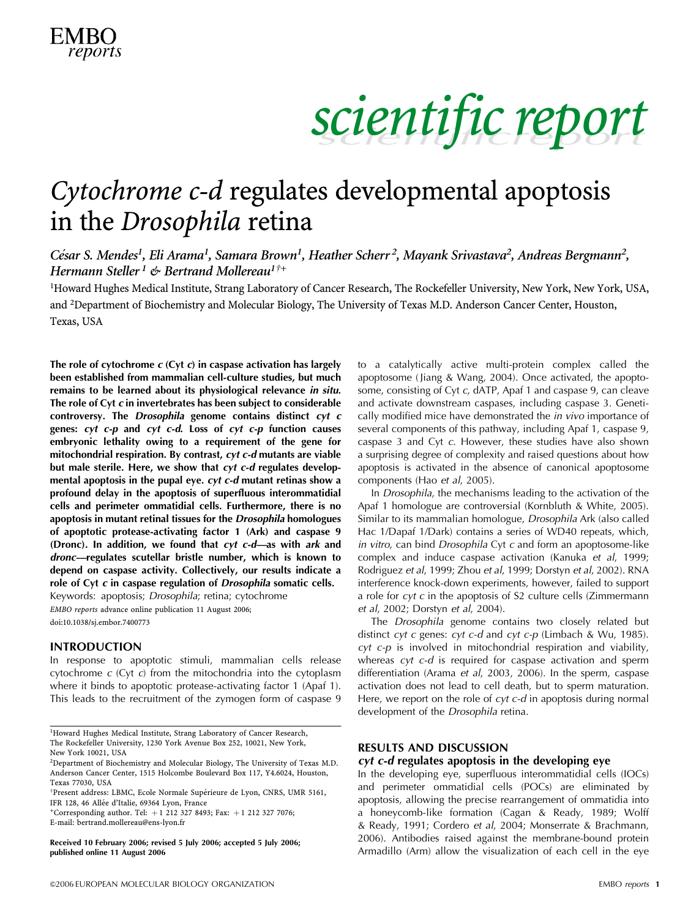# *Cytochrome c-d* regulates developmental apoptosis in the *Drosophila* retina

*César S. Mendes[1], Eli Arama[1], Samara Brown[1], Heather Scherr[2], Mayank Srivastava[2], Andreas Bergmann[2], Hermann Steller[1] & Bertrand Mollereau[1†+]*

[1]Howard Hughes Medical Institute, Strang Laboratory of Cancer Research, The Rockefeller University, New York, New York, USA, and [2]Department of Biochemistry and Molecular Biology, The University of Texas M.D. Anderson Cancer Center, Houston, Texas, USA

**The role of cytochrome *c* (Cyt *c*) in caspase activation has largely been established from mammalian cell-culture studies, but much remains to be learned about its physiological relevance *in situ*. The role of Cyt *c* in invertebrates has been subject to considerable controversy. The *Drosophila* genome contains distinct *cyt c* genes: *cyt c-p* and *cyt c-d*. Loss of *cyt c-p* function causes embryonic lethality owing to a requirement of the gene for mitochondrial respiration. By contrast, *cyt c-d* mutants are viable but male sterile. Here, we show that *cyt c-d* regulates developmental apoptosis in the pupal eye. *cyt c-d* mutant retinas show a profound delay in the apoptosis of superfluous interommatidial cells and perimeter ommatidial cells. Furthermore, there is no apoptosis in mutant retinal tissues for the *Drosophila* homologues of apoptotic protease-activating factor 1 (Ark) and caspase 9 (Dronc). In addition, we found that *cyt c-d*—as with *ark* and *dronc*—regulates scutellar bristle number, which is known to depend on caspase activity. Collectively, our results indicate a role of Cyt *c* in caspase regulation of *Drosophila* somatic cells.**

Keywords: apoptosis; *Drosophila*; retina; cytochrome

*EMBO reports* advance online publication 11 August 2006; doi:10.1038/sj.embor.7400773

## INTRODUCTION

In response to apoptotic stimuli, mammalian cells release cytochrome *c* (Cyt *c*) from the mitochondria into the cytoplasm where it binds to apoptotic protease-activating factor 1 (Apaf 1). This leads to the recruitment of the zymogen form of caspase 9 to a catalytically active multi-protein complex called the apoptosome (Jiang & Wang, 2004). Once activated, the apoptosome, consisting of Cyt *c*, dATP, Apaf 1 and caspase 9, can cleave and activate downstream caspases, including caspase 3. Genetically modified mice have demonstrated the *in vivo* importance of several components of this pathway, including Apaf 1, caspase 9, caspase 3 and Cyt *c*. However, these studies have also shown a surprising degree of complexity and raised questions about how apoptosis is activated in the absence of canonical apoptosome components (Hao *et al*, 2005).

In *Drosophila*, the mechanisms leading to the activation of the Apaf 1 homologue are controversial (Kornbluth & White, 2005). Similar to its mammalian homologue, *Drosophila* Ark (also called Hac 1/Dapaf 1/Dark) contains a series of WD40 repeats, which, *in vitro*, can bind *Drosophila* Cyt *c* and form an apoptosome-like complex and induce caspase activation (Kanuka *et al*, 1999; Rodriguez *et al*, 1999; Zhou *et al*, 1999; Dorstyn *et al*, 2002). RNA interference knock-down experiments, however, failed to support a role for *cyt c* in the apoptosis of S2 culture cells (Zimmermann *et al*, 2002; Dorstyn *et al*, 2004).

The *Drosophila* genome contains two closely related but distinct *cyt c* genes: *cyt c-d* and *cyt c-p* (Limbach & Wu, 1985). *cyt c-p* is involved in mitochondrial respiration and viability, whereas *cyt c-d* is required for caspase activation and sperm differentiation (Arama *et al*, 2003, 2006). In the sperm, caspase activation does not lead to cell death, but to sperm maturation. Here, we report on the role of *cyt c-d* in apoptosis during normal development of the *Drosophila* retina.

## RESULTS AND DISCUSSION

### *cyt c-d* regulates apoptosis in the developing eye

In the developing eye, superfluous interommatidial cells (IOCs) and perimeter ommatidial cells (POCs) are eliminated by apoptosis, allowing the precise rearrangement of ommatidia into a honeycomb-like formation (Cagan & Ready, 1989; Wolff & Ready, 1991; Cordero *et al*, 2004; Monserrate & Brachmann, 2006). Antibodies raised against the membrane-bound protein Armadillo (Arm) allow the visualization of each cell in the eye

---

[1]Howard Hughes Medical Institute, Strang Laboratory of Cancer Research, The Rockefeller University, 1230 York Avenue Box 252, 10021, New York, New York 10021, USA
[2]Department of Biochemistry and Molecular Biology, The University of Texas M.D. Anderson Cancer Center, 1515 Holcombe Boulevard Box 117, Y4.6024, Houston, Texas 77030, USA
†Present address: LBMC, Ecole Normale Supérieure de Lyon, CNRS, UMR 5161, IFR 128, 46 Allée d'Italie, 69364 Lyon, France
+Corresponding author. Tel: +1 212 327 8493; Fax: +1 212 327 7076; E-mail: bertrand.mollereau@ens-lyon.fr

**Received 10 February 2006; revised 5 July 2006; accepted 5 July 2006; published online 11 August 2006**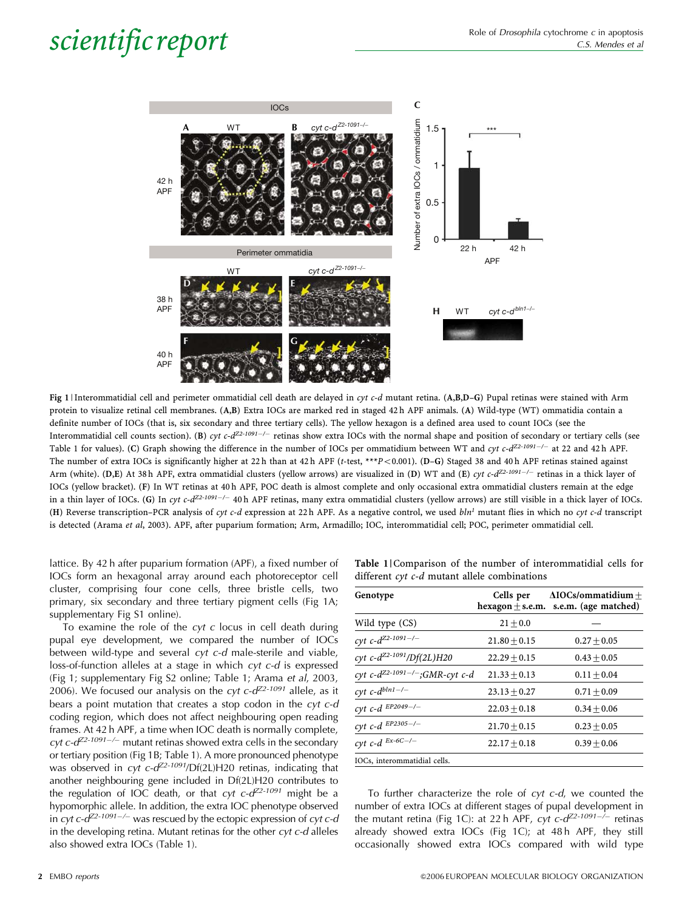Fig 1 | Interommatidial cell and perimeter ommatidial cell death are delayed in *cyt c-d* mutant retina. (A,B,D–G) Pupal retinas were stained with Arm protein to visualize retinal cell membranes. (A,B) Extra IOCs are marked red in staged 42 h APF animals. (A) Wild-type (WT) ommatidia contain a definite number of IOCs (that is, six secondary and three tertiary cells). The yellow hexagon is a defined area used to count IOCs (see the Interommatidial cell counts section). (B) *cyt c-d*$^{Z2\text{-}1091-/-}$ retinas show extra IOCs with the normal shape and position of secondary or tertiary cells (see Table 1 for values). (C) Graph showing the difference in the number of IOCs per ommatidium between WT and *cyt c-d*$^{Z2\text{-}1091-/-}$ at 22 and 42 h APF. The number of extra IOCs is significantly higher at 22 h than at 42 h APF (*t*-test, ***$P<0.001$). (D–G) Staged 38 and 40 h APF retinas stained against Arm (white). (D,E) At 38 h APF, extra ommatidial clusters (yellow arrows) are visualized in (D) WT and (E) *cyt c-d*$^{Z2\text{-}1091-/-}$ retinas in a thick layer of IOCs (yellow bracket). (F) In WT retinas at 40 h APF, POC death is almost complete and only occasional extra ommatidial clusters remain at the edge in a thin layer of IOCs. (G) In *cyt c-d*$^{Z2\text{-}1091-/-}$ 40 h APF retinas, many extra ommatidial clusters (yellow arrows) are still visible in a thick layer of IOCs. (H) Reverse transcription–PCR analysis of *cyt c-d* expression at 22 h APF. As a negative control, we used *bln*$^{1}$ mutant flies in which no *cyt c-d* transcript is detected (Arama *et al*, 2003). APF, after puparium formation; Arm, Armadillo; IOC, interommatidial cell; POC, perimeter ommatidial cell.

lattice. By 42 h after puparium formation (APF), a fixed number of IOCs form an hexagonal array around each photoreceptor cell cluster, comprising four cone cells, three bristle cells, two primary, six secondary and three tertiary pigment cells (Fig 1A; supplementary Fig S1 online).

To examine the role of the *cyt c* locus in cell death during pupal eye development, we compared the number of IOCs between wild-type and several *cyt c-d* male-sterile and viable, loss-of-function alleles at a stage in which *cyt c-d* is expressed (Fig 1; supplementary Fig S2 online; Table 1; Arama *et al*, 2003, 2006). We focused our analysis on the *cyt c-d*$^{Z2\text{-}1091}$ allele, as it bears a point mutation that creates a stop codon in the *cyt c-d* coding region, which does not affect neighbouring open reading frames. At 42 h APF, a time when IOC death is normally complete, *cyt c-d*$^{Z2\text{-}1091-/-}$ mutant retinas showed extra cells in the secondary or tertiary position (Fig 1B; Table 1). A more pronounced phenotype was observed in *cyt c-d*$^{Z2\text{-}1091}$/Df(2L)H20 retinas, indicating that another neighbouring gene included in Df(2L)H20 contributes to the regulation of IOC death, or that *cyt c-d*$^{Z2\text{-}1091}$ might be a hypomorphic allele. In addition, the extra IOC phenotype observed in *cyt c-d*$^{Z2\text{-}1091-/-}$ was rescued by the ectopic expression of *cyt c-d* in the developing retina. Mutant retinas for the other *cyt c-d* alleles also showed extra IOCs (Table 1).

Table 1 | Comparison of the number of interommatidial cells for different *cyt c-d* mutant allele combinations

| Genotype | Cells per hexagon ± s.e.m. | ΔIOCs/ommatidium ± s.e.m. (age matched) |
|---|---|---|
| Wild type (CS) | 21 ± 0.0 | — |
| *cyt c-d*$^{Z2\text{-}1091-/-}$ | 21.80 ± 0.15 | 0.27 ± 0.05 |
| *cyt c-d*$^{Z2\text{-}1091}$/Df(2L)H20 | 22.29 ± 0.15 | 0.43 ± 0.05 |
| *cyt c-d*$^{Z2\text{-}1091-/-}$;GMR-*cyt c-d* | 21.33 ± 0.13 | 0.11 ± 0.04 |
| *cyt c-d*$^{bln1-/-}$ | 23.13 ± 0.27 | 0.71 ± 0.09 |
| *cyt c-d* $^{EP2049-/-}$ | 22.03 ± 0.18 | 0.34 ± 0.06 |
| *cyt c-d* $^{EP2305-/-}$ | 21.70 ± 0.15 | 0.23 ± 0.05 |
| *cyt c-d* $^{Ex\text{-}6C-/-}$ | 22.17 ± 0.18 | 0.39 ± 0.06 |

IOCs, interommatidial cells.

To further characterize the role of *cyt c-d*, we counted the number of extra IOCs at different stages of pupal development in the mutant retina (Fig 1C): at 22 h APF, *cyt c-d*$^{Z2\text{-}1091-/-}$ retinas already showed extra IOCs (Fig 1C); at 48 h APF, they still occasionally showed extra IOCs compared with wild type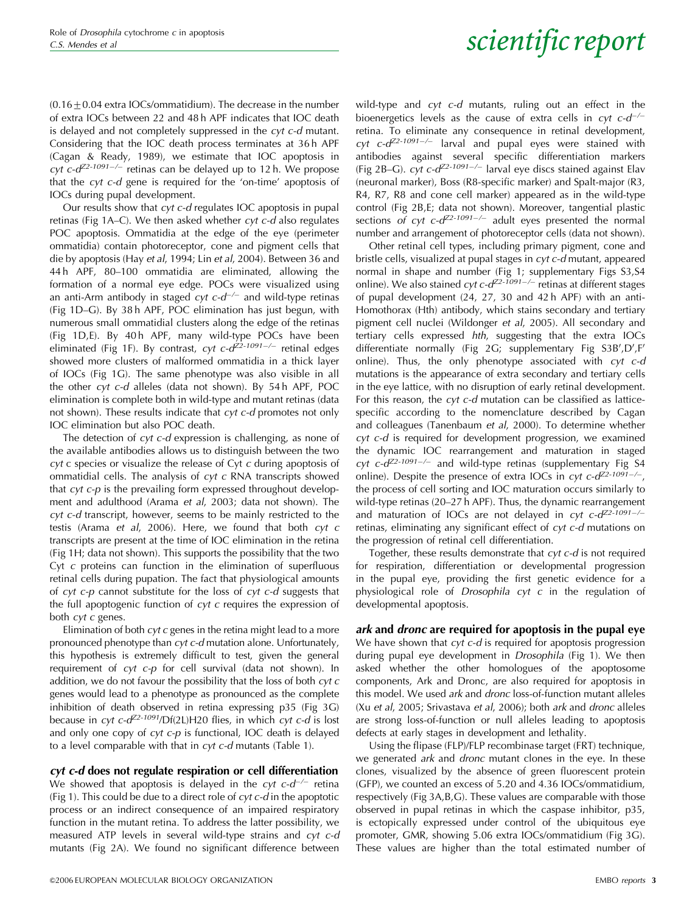($0.16 \pm 0.04$ extra IOCs/ommatidium). The decrease in the number of extra IOCs between 22 and 48 h APF indicates that IOC death is delayed and not completely suppressed in the *cyt c-d* mutant. Considering that the IOC death process terminates at 36 h APF (Cagan & Ready, 1989), we estimate that IOC apoptosis in *cyt c-d*$^{Z2\text{-}1091-/-}$ retinas can be delayed up to 12 h. We propose that the *cyt c-d* gene is required for the 'on-time' apoptosis of IOCs during pupal development.

Our results show that *cyt c-d* regulates IOC apoptosis in pupal retinas (Fig 1A–C). We then asked whether *cyt c-d* also regulates POC apoptosis. Ommatidia at the edge of the eye (perimeter ommatidia) contain photoreceptor, cone and pigment cells that die by apoptosis (Hay *et al*, 1994; Lin *et al*, 2004). Between 36 and 44 h APF, 80–100 ommatidia are eliminated, allowing the formation of a normal eye edge. POCs were visualized using an anti-Arm antibody in staged *cyt c-d*$^{-/-}$ and wild-type retinas (Fig 1D–G). By 38 h APF, POC elimination has just begun, with numerous small ommatidial clusters along the edge of the retinas (Fig 1D,E). By 40 h APF, many wild-type POCs have been eliminated (Fig 1F). By contrast, *cyt c-d*$^{Z2\text{-}1091-/-}$ retinal edges showed more clusters of malformed ommatidia in a thick layer of IOCs (Fig 1G). The same phenotype was also visible in all the other *cyt c-d* alleles (data not shown). By 54 h APF, POC elimination is complete both in wild-type and mutant retinas (data not shown). These results indicate that *cyt c-d* promotes not only IOC elimination but also POC death.

The detection of *cyt c-d* expression is challenging, as none of the available antibodies allows us to distinguish between the two *cyt c* species or visualize the release of Cyt *c* during apoptosis of ommatidial cells. The analysis of *cyt c* RNA transcripts showed that *cyt c-p* is the prevailing form expressed throughout development and adulthood (Arama *et al*, 2003; data not shown). The *cyt c-d* transcript, however, seems to be mainly restricted to the testis (Arama *et al*, 2006). Here, we found that both *cyt c* transcripts are present at the time of IOC elimination in the retina (Fig 1H; data not shown). This supports the possibility that the two Cyt *c* proteins can function in the elimination of superfluous retinal cells during pupation. The fact that physiological amounts of *cyt c-p* cannot substitute for the loss of *cyt c-d* suggests that the full apoptogenic function of *cyt c* requires the expression of both *cyt c* genes.

Elimination of both *cyt c* genes in the retina might lead to a more pronounced phenotype than *cyt c-d* mutation alone. Unfortunately, this hypothesis is extremely difficult to test, given the general requirement of *cyt c-p* for cell survival (data not shown). In addition, we do not favour the possibility that the loss of both *cyt c* genes would lead to a phenotype as pronounced as the complete inhibition of death observed in retina expressing p35 (Fig 3G) because in *cyt c-d*$^{Z2\text{-}1091}$/Df(2L)H20 flies, in which *cyt c-d* is lost and only one copy of *cyt c-p* is functional, IOC death is delayed to a level comparable with that in *cyt c-d* mutants (Table 1).

### *cyt c-d* does not regulate respiration or cell differentiation

We showed that apoptosis is delayed in the *cyt c-d*$^{-/-}$ retina (Fig 1). This could be due to a direct role of *cyt c-d* in the apoptotic process or an indirect consequence of an impaired respiratory function in the mutant retina. To address the latter possibility, we measured ATP levels in several wild-type strains and *cyt c-d* mutants (Fig 2A). We found no significant difference between wild-type and *cyt c-d* mutants, ruling out an effect in the bioenergetics levels as the cause of extra cells in *cyt c-d*$^{-/-}$ retina. To eliminate any consequence in retinal development, *cyt c-d*$^{Z2\text{-}1091-/-}$ larval and pupal eyes were stained with antibodies against several specific differentiation markers (Fig 2B–G). *cyt c-d*$^{Z2\text{-}1091-/-}$ larval eye discs stained against Elav (neuronal marker), Boss (R8-specific marker) and Spalt-major (R3, R4, R7, R8 and cone cell marker) appeared as in the wild-type control (Fig 2B,E; data not shown). Moreover, tangential plastic sections *of cyt c-d*$^{Z2\text{-}1091-/-}$ adult eyes presented the normal number and arrangement of photoreceptor cells (data not shown).

Other retinal cell types, including primary pigment, cone and bristle cells, visualized at pupal stages in *cyt c-d* mutant, appeared normal in shape and number (Fig 1; supplementary Figs S3,S4 online). We also stained *cyt c-d*$^{Z2\text{-}1091-/-}$ retinas at different stages of pupal development (24, 27, 30 and 42 h APF) with an anti-Homothorax (Hth) antibody, which stains secondary and tertiary pigment cell nuclei (Wildonger *et al*, 2005). All secondary and tertiary cells expressed *hth*, suggesting that the extra IOCs differentiate normally (Fig 2G; supplementary Fig S3B′,D′,F′ online). Thus, the only phenotype associated with *cyt c-d* mutations is the appearance of extra secondary and tertiary cells in the eye lattice, with no disruption of early retinal development. For this reason, the *cyt c-d* mutation can be classified as lattice-specific according to the nomenclature described by Cagan and colleagues (Tanenbaum *et al*, 2000). To determine whether *cyt c-d* is required for development progression, we examined the dynamic IOC rearrangement and maturation in staged *cyt c-d*$^{Z2\text{-}1091-/-}$ and wild-type retinas (supplementary Fig S4 online). Despite the presence of extra IOCs in *cyt c-d*$^{Z2\text{-}1091-/-}$, the process of cell sorting and IOC maturation occurs similarly to wild-type retinas (20–27 h APF). Thus, the dynamic rearrangement and maturation of IOCs are not delayed in *cyt c-d*$^{Z2\text{-}1091-/-}$ retinas, eliminating any significant effect of *cyt c-d* mutations on the progression of retinal cell differentiation.

Together, these results demonstrate that *cyt c-d* is not required for respiration, differentiation or developmental progression in the pupal eye, providing the first genetic evidence for a physiological role of *Drosophila cyt c* in the regulation of developmental apoptosis.

### *ark* and *dronc* are required for apoptosis in the pupal eye

We have shown that *cyt c-d* is required for apoptosis progression during pupal eye development in *Drosophila* (Fig 1). We then asked whether the other homologues of the apoptosome components, Ark and Dronc, are also required for apoptosis in this model. We used *ark* and *dronc* loss-of-function mutant alleles (Xu *et al*, 2005; Srivastava *et al*, 2006); both *ark* and *dronc* alleles are strong loss-of-function or null alleles leading to apoptosis defects at early stages in development and lethality.

Using the flipase (FLP)/FLP recombinase target (FRT) technique, we generated *ark* and *dronc* mutant clones in the eye. In these clones, visualized by the absence of green fluorescent protein (GFP), we counted an excess of 5.20 and 4.36 IOCs/ommatidium, respectively (Fig 3A,B,G). These values are comparable with those observed in pupal retinas in which the caspase inhibitor, p35, is ectopically expressed under control of the ubiquitous eye promoter, GMR, showing 5.06 extra IOCs/ommatidium (Fig 3G). These values are higher than the total estimated number of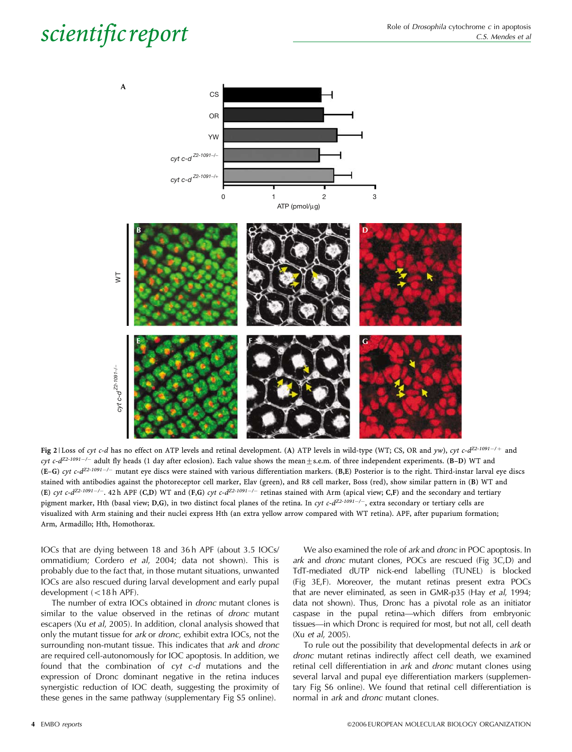Fig 2 | Loss of *cyt c-d* has no effect on ATP levels and retinal development. (**A**) ATP levels in wild-type (WT; CS, OR and *yw*), *cyt c-d*$^{Z2\text{-}1091-/+}$ and *cyt c-d*$^{Z2\text{-}1091-/-}$ adult fly heads (1 day after eclosion). Each value shows the mean ± s.e.m. of three independent experiments. (**B–D**) WT and (**E–G**) *cyt c-d*$^{Z2\text{-}1091-/-}$ mutant eye discs were stained with various differentiation markers. (**B,E**) Posterior is to the right. Third-instar larval eye discs stained with antibodies against the photoreceptor cell marker, Elav (green), and R8 cell marker, Boss (red), show similar pattern in (**B**) WT and (**E**) *cyt c-d*$^{Z2\text{-}1091-/-}$. 42 h APF (**C,D**) WT and (**F,G**) *cyt c-d*$^{Z2\text{-}1091-/-}$ retinas stained with Arm (apical view; **C,F**) and the secondary and tertiary pigment marker, Hth (basal view; **D,G**), in two distinct focal planes of the retina. In *cyt c-d*$^{Z2\text{-}1091-/-}$, extra secondary or tertiary cells are visualized with Arm staining and their nuclei express Hth (an extra yellow arrow compared with WT retina). APF, after puparium formation; Arm, Armadillo; Hth, Homothorax.

IOCs that are dying between 18 and 36 h APF (about 3.5 IOCs/ommatidium; Cordero *et al*, 2004; data not shown). This is probably due to the fact that, in those mutant situations, unwanted IOCs are also rescued during larval development and early pupal development (<18 h APF).

The number of extra IOCs obtained in *dronc* mutant clones is similar to the value observed in the retinas of *dronc* mutant escapers (Xu *et al*, 2005). In addition, clonal analysis showed that only the mutant tissue for *ark* or *dronc*, exhibit extra IOCs, not the surrounding non-mutant tissue. This indicates that *ark* and *dronc* are required cell-autonomously for IOC apoptosis. In addition, we found that the combination of *cyt c-d* mutations and the expression of Dronc dominant negative in the retina induces synergistic reduction of IOC death, suggesting the proximity of these genes in the same pathway (supplementary Fig S5 online).

We also examined the role of *ark* and *dronc* in POC apoptosis. In *ark* and *dronc* mutant clones, POCs are rescued (Fig 3C,D) and TdT-mediated dUTP nick-end labelling (TUNEL) is blocked (Fig 3E,F). Moreover, the mutant retinas present extra POCs that are never eliminated, as seen in GMR-p35 (Hay *et al*, 1994; data not shown). Thus, Dronc has a pivotal role as an initiator caspase in the pupal retina—which differs from embryonic tissues—in which Dronc is required for most, but not all, cell death (Xu *et al*, 2005).

To rule out the possibility that developmental defects in *ark* or *dronc* mutant retinas indirectly affect cell death, we examined retinal cell differentiation in *ark* and *dronc* mutant clones using several larval and pupal eye differentiation markers (supplementary Fig S6 online). We found that retinal cell differentiation is normal in *ark* and *dronc* mutant clones.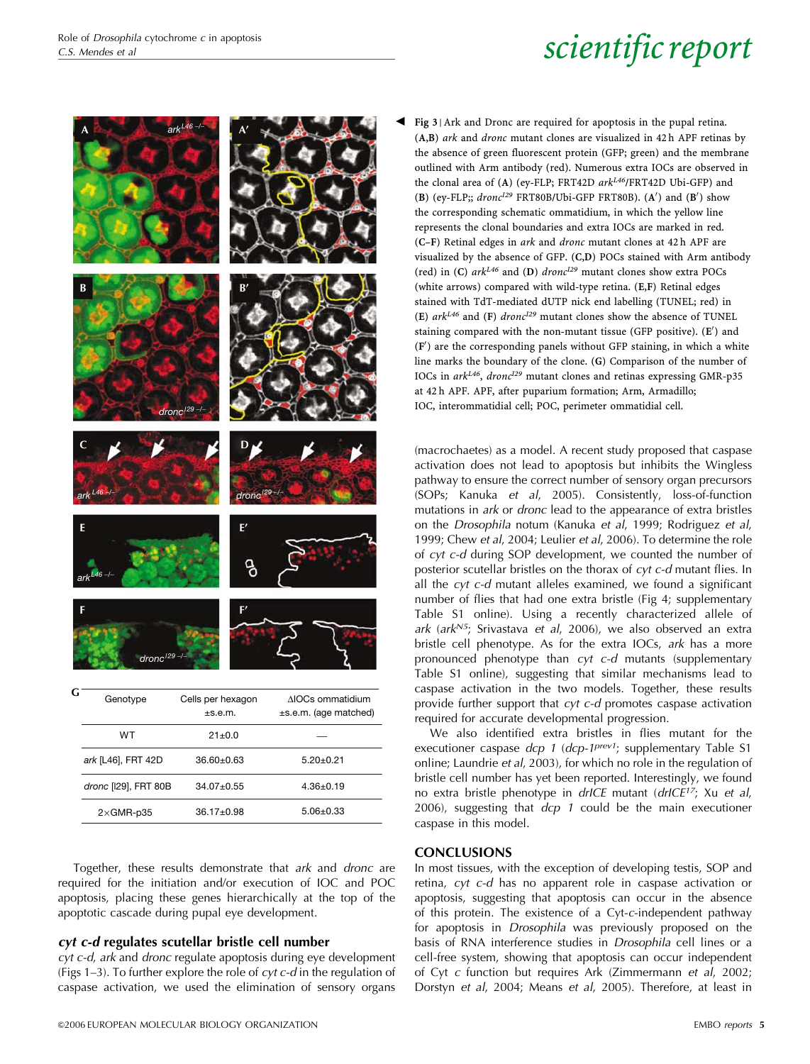**Fig 3** | Ark and Dronc are required for apoptosis in the pupal retina. (**A**,**B**) *ark* and *dronc* mutant clones are visualized in 42 h APF retinas by the absence of green fluorescent protein (GFP; green) and the membrane outlined with Arm antibody (red). Numerous extra IOCs are observed in the clonal area of (**A**) (ey-FLP; FRT42D $ark^{L46}$/FRT42D Ubi-GFP) and (**B**) (ey-FLP;; $dronc^{l29}$ FRT80B/Ubi-GFP FRT80B). (**A′**) and (**B′**) show the corresponding schematic ommatidium, in which the yellow line represents the clonal boundaries and extra IOCs are marked in red. (**C**–**F**) Retinal edges in *ark* and *dronc* mutant clones at 42 h APF are visualized by the absence of GFP. (**C**,**D**) POCs stained with Arm antibody (red) in (**C**) $ark^{L46}$ and (**D**) $dronc^{l29}$ mutant clones show extra POCs (white arrows) compared with wild-type retina. (**E**,**F**) Retinal edges stained with TdT-mediated dUTP nick end labelling (TUNEL; red) in (**E**) $ark^{L46}$ and (**F**) $dronc^{l29}$ mutant clones show the absence of TUNEL staining compared with the non-mutant tissue (GFP positive). (**E′**) and (**F′**) are the corresponding panels without GFP staining, in which a white line marks the boundary of the clone. (**G**) Comparison of the number of IOCs in $ark^{L46}$, $dronc^{l29}$ mutant clones and retinas expressing GMR-p35 at 42 h APF. APF, after puparium formation; Arm, Armadillo; IOC, interommatidial cell; POC, perimeter ommatidial cell.

**G**

| Genotype | Cells per hexagon ±s.e.m. | ΔIOCs ommatidium ±s.e.m. (age matched) |
|---|---|---|
| WT | 21±0.0 | — |
| *ark* [L46], FRT 42D | 36.60±0.63 | 5.20±0.21 |
| *dronc* [l29], FRT 80B | 34.07±0.55 | 4.36±0.19 |
| 2×GMR-p35 | 36.17±0.98 | 5.06±0.33 |

Together, these results demonstrate that *ark* and *dronc* are required for the initiation and/or execution of IOC and POC apoptosis, placing these genes hierarchically at the top of the apoptotic cascade during pupal eye development.

### *cyt c-d* regulates scutellar bristle cell number

*cyt c-d*, *ark* and *dronc* regulate apoptosis during eye development (Figs 1–3). To further explore the role of *cyt c-d* in the regulation of caspase activation, we used the elimination of sensory organs (macrochaetes) as a model. A recent study proposed that caspase activation does not lead to apoptosis but inhibits the Wingless pathway to ensure the correct number of sensory organ precursors (SOPs; Kanuka *et al*, 2005). Consistently, loss-of-function mutations in *ark* or *dronc* lead to the appearance of extra bristles on the *Drosophila* notum (Kanuka *et al*, 1999; Rodriguez *et al*, 1999; Chew *et al*, 2004; Leulier *et al*, 2006). To determine the role of *cyt c-d* during SOP development, we counted the number of posterior scutellar bristles on the thorax of *cyt c-d* mutant flies. In all the *cyt c-d* mutant alleles examined, we found a significant number of flies that had one extra bristle (Fig 4; supplementary Table S1 online). Using a recently characterized allele of *ark* ($ark^{N5}$; Srivastava *et al*, 2006), we also observed an extra bristle cell phenotype. As for the extra IOCs, *ark* has a more pronounced phenotype than *cyt c-d* mutants (supplementary Table S1 online), suggesting that similar mechanisms lead to caspase activation in the two models. Together, these results provide further support that *cyt c-d* promotes caspase activation required for accurate developmental progression.

We also identified extra bristles in flies mutant for the executioner caspase *dcp 1* ($dcp\text{-}1^{prev1}$; supplementary Table S1 online; Laundrie *et al*, 2003), for which no role in the regulation of bristle cell number has yet been reported. Interestingly, we found no extra bristle phenotype in *drICE* mutant ($drICE^{17}$; Xu *et al*, 2006), suggesting that *dcp 1* could be the main executioner caspase in this model.

## CONCLUSIONS

In most tissues, with the exception of developing testis, SOP and retina, *cyt c-d* has no apparent role in caspase activation or apoptosis, suggesting that apoptosis can occur in the absence of this protein. The existence of a Cyt-c-independent pathway for apoptosis in *Drosophila* was previously proposed on the basis of RNA interference studies in *Drosophila* cell lines or a cell-free system, showing that apoptosis can occur independent of Cyt *c* function but requires Ark (Zimmermann *et al*, 2002; Dorstyn *et al*, 2004; Means *et al*, 2005). Therefore, at least in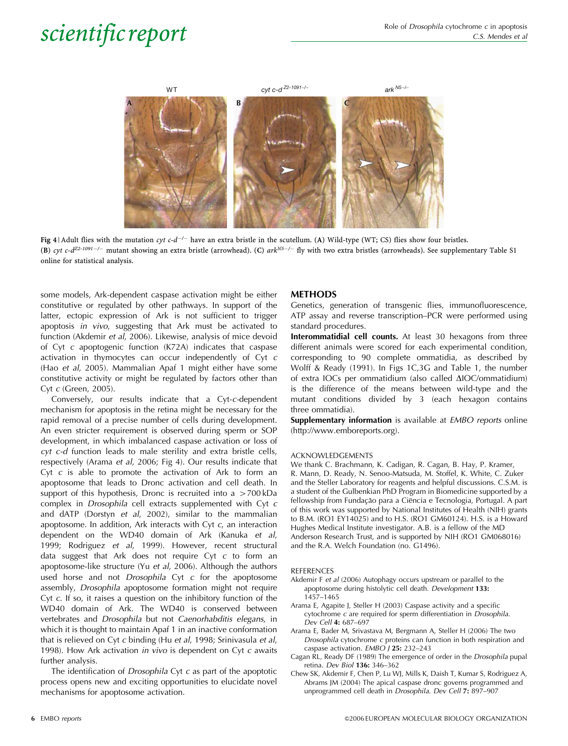Fig 4 | Adult flies with the mutation *cyt c-d*$^{-/-}$ have an extra bristle in the scutellum. (**A**) Wild-type (WT; CS) flies show four bristles. (**B**) *cyt c-d*$^{Z2\text{-}1091-/-}$ mutant showing an extra bristle (arrowhead). (**C**) *ark*$^{N5-/-}$ fly with two extra bristles (arrowheads). See supplementary Table S1 online for statistical analysis.

some models, Ark-dependent caspase activation might be either constitutive or regulated by other pathways. In support of the latter, ectopic expression of Ark is not sufficient to trigger apoptosis *in vivo*, suggesting that Ark must be activated to function (Akdemir *et al*, 2006). Likewise, analysis of mice devoid of Cyt *c* apoptogenic function (K72A) indicates that caspase activation in thymocytes can occur independently of Cyt *c* (Hao *et al*, 2005). Mammalian Apaf 1 might either have some constitutive activity or might be regulated by factors other than Cyt *c* (Green, 2005).

Conversely, our results indicate that a Cyt-*c*-dependent mechanism for apoptosis in the retina might be necessary for the rapid removal of a precise number of cells during development. An even stricter requirement is observed during sperm or SOP development, in which imbalanced caspase activation or loss of *cyt c-d* function leads to male sterility and extra bristle cells, respectively (Arama *et al*, 2006; Fig 4). Our results indicate that Cyt *c* is able to promote the activation of Ark to form an apoptosome that leads to Dronc activation and cell death. In support of this hypothesis, Dronc is recruited into a >700 kDa complex in *Drosophila* cell extracts supplemented with Cyt *c* and dATP (Dorstyn *et al*, 2002), similar to the mammalian apoptosome. In addition, Ark interacts with Cyt *c*, an interaction dependent on the WD40 domain of Ark (Kanuka *et al*, 1999; Rodriguez *et al*, 1999). However, recent structural data suggest that Ark does not require Cyt *c* to form an apoptosome-like structure (Yu *et al*, 2006). Although the authors used horse and not *Drosophila* Cyt *c* for the apoptosome assembly, *Drosophila* apoptosome formation might not require Cyt *c*. If so, it raises a question on the inhibitory function of the WD40 domain of Ark. The WD40 is conserved between vertebrates and *Drosophila* but not *Caenorhabditis elegans*, in which it is thought to maintain Apaf 1 in an inactive conformation that is relieved on Cyt *c* binding (Hu *et al*, 1998; Srinivasula *et al*, 1998). How Ark activation *in vivo* is dependent on Cyt *c* awaits further analysis.

The identification of *Drosophila* Cyt *c* as part of the apoptotic process opens new and exciting opportunities to elucidate novel mechanisms for apoptosome activation.

## METHODS

Genetics, generation of transgenic flies, immunofluorescence, ATP assay and reverse transcription–PCR were performed using standard procedures.

**Interommatidial cell counts.** At least 30 hexagons from three different animals were scored for each experimental condition, corresponding to 90 complete ommatidia, as described by Wolff & Ready (1991). In Figs 1C,3G and Table 1, the number of extra IOCs per ommatidium (also called ΔIOC/ommatidium) is the difference of the means between wild-type and the mutant conditions divided by 3 (each hexagon contains three ommatidia).

**Supplementary information** is available at *EMBO reports* online (http://www.emboreports.org).

ACKNOWLEDGEMENTS

We thank C. Brachmann, K. Cadigan, R. Cagan, B. Hay, P. Kramer, R. Mann, D. Ready, N. Senoo-Matsuda, M. Stoffel, K. White, C. Zuker and the Steller Laboratory for reagents and helpful discussions. C.S.M. is a student of the Gulbenkian PhD Program in Biomedicine supported by a fellowship from Fundação para a Ciëncia e Tecnologia, Portugal. A part of this work was supported by National Institutes of Health (NIH) grants to B.M. (RO1 EY14025) and to H.S. (RO1 GM60124). H.S. is a Howard Hughes Medical Institute investigator. A.B. is a fellow of the MD Anderson Research Trust, and is supported by NIH (RO1 GM068016) and the R.A. Welch Foundation (no. G1496).

REFERENCES

Akdemir F *et al* (2006) Autophagy occurs upstream or parallel to the apoptosome during histolytic cell death. *Development* **133:** 1457–1465

Arama E, Agapite J, Steller H (2003) Caspase activity and a specific cytochrome *c* are required for sperm differentiation in *Drosophila*. *Dev Cell* **4:** 687–697

Arama E, Bader M, Srivastava M, Bergmann A, Steller H (2006) The two *Drosophila* cytochrome *c* proteins can function in both respiration and caspase activation. *EMBO J* **25:** 232–243

Cagan RL, Ready DF (1989) The emergence of order in the *Drosophila* pupal retina. *Dev Biol* **136:** 346–362

Chew SK, Akdemir F, Chen P, Lu WJ, Mills K, Daish T, Kumar S, Rodriguez A, Abrams JM (2004) The apical caspase dronc governs programmed and unprogrammed cell death in *Drosophila*. *Dev Cell* **7:** 897–907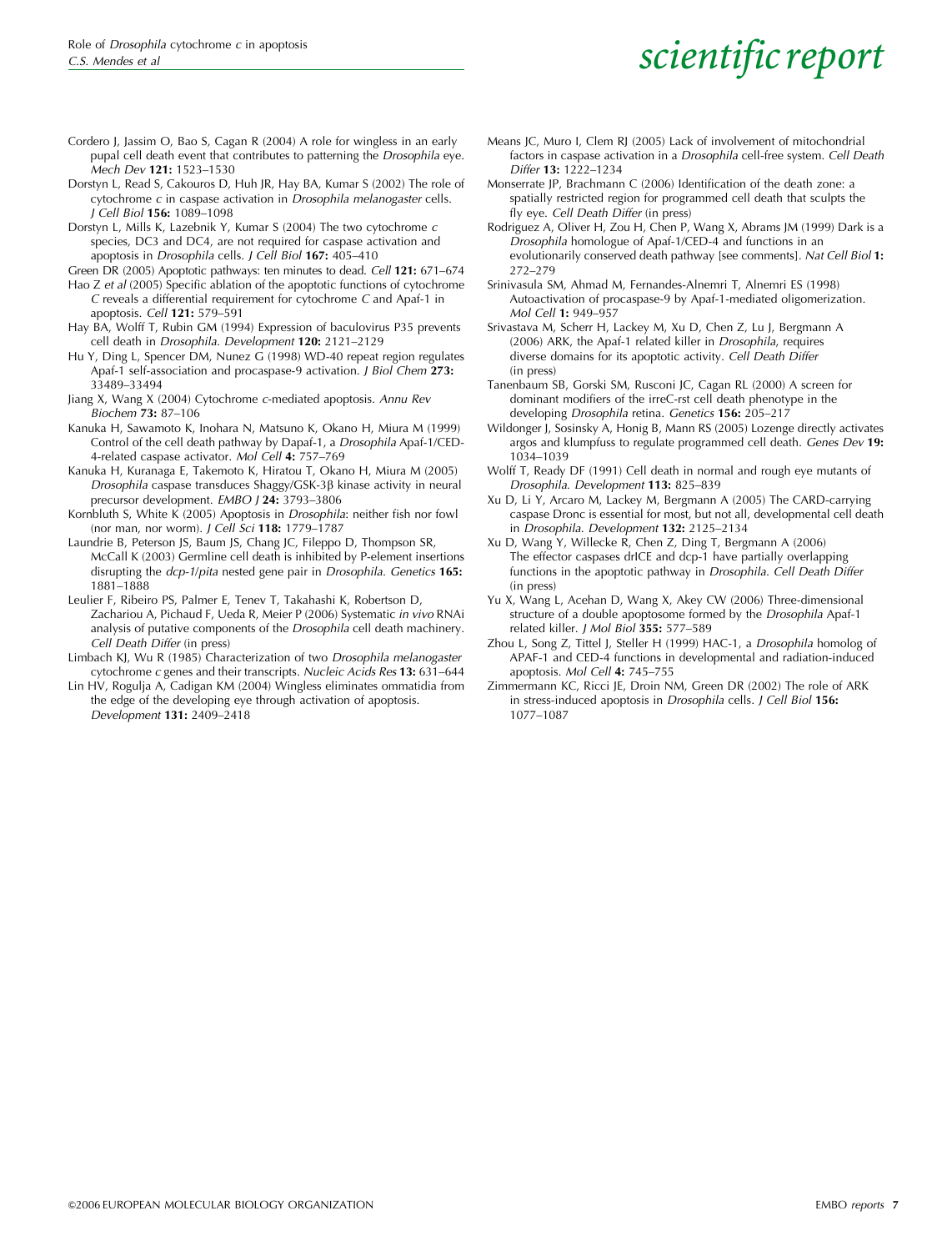Cordero J, Jassim O, Bao S, Cagan R (2004) A role for wingless in an early pupal cell death event that contributes to patterning the *Drosophila* eye. *Mech Dev* **121:** 1523–1530

Dorstyn L, Read S, Cakouros D, Huh JR, Hay BA, Kumar S (2002) The role of cytochrome *c* in caspase activation in *Drosophila melanogaster* cells. *J Cell Biol* **156:** 1089–1098

Dorstyn L, Mills K, Lazebnik Y, Kumar S (2004) The two cytochrome *c* species, DC3 and DC4, are not required for caspase activation and apoptosis in *Drosophila* cells. *J Cell Biol* **167:** 405–410

Green DR (2005) Apoptotic pathways: ten minutes to dead. *Cell* **121:** 671–674

Hao Z *et al* (2005) Specific ablation of the apoptotic functions of cytochrome *C* reveals a differential requirement for cytochrome *C* and Apaf-1 in apoptosis. *Cell* **121:** 579–591

Hay BA, Wolff T, Rubin GM (1994) Expression of baculovirus P35 prevents cell death in *Drosophila*. *Development* **120:** 2121–2129

Hu Y, Ding L, Spencer DM, Nunez G (1998) WD-40 repeat region regulates Apaf-1 self-association and procaspase-9 activation. *J Biol Chem* **273:** 33489–33494

Jiang X, Wang X (2004) Cytochrome *c*-mediated apoptosis. *Annu Rev Biochem* **73:** 87–106

Kanuka H, Sawamoto K, Inohara N, Matsuno K, Okano H, Miura M (1999) Control of the cell death pathway by Dapaf-1, a *Drosophila* Apaf-1/CED-4-related caspase activator. *Mol Cell* **4:** 757–769

Kanuka H, Kuranaga E, Takemoto K, Hiratou T, Okano H, Miura M (2005) *Drosophila* caspase transduces Shaggy/GSK-3β kinase activity in neural precursor development. *EMBO J* **24:** 3793–3806

Kornbluth S, White K (2005) Apoptosis in *Drosophila*: neither fish nor fowl (nor man, nor worm). *J Cell Sci* **118:** 1779–1787

Laundrie B, Peterson JS, Baum JS, Chang JC, Fileppo D, Thompson SR, McCall K (2003) Germline cell death is inhibited by P-element insertions disrupting the *dcp-1/pita* nested gene pair in *Drosophila*. *Genetics* **165:** 1881–1888

Leulier F, Ribeiro PS, Palmer E, Tenev T, Takahashi K, Robertson D, Zachariou A, Pichaud F, Ueda R, Meier P (2006) Systematic *in vivo* RNAi analysis of putative components of the *Drosophila* cell death machinery. *Cell Death Differ* (in press)

Limbach KJ, Wu R (1985) Characterization of two *Drosophila melanogaster* cytochrome *c* genes and their transcripts. *Nucleic Acids Res* **13:** 631–644

Lin HV, Rogulja A, Cadigan KM (2004) Wingless eliminates ommatidia from the edge of the developing eye through activation of apoptosis. *Development* **131:** 2409–2418

Means JC, Muro I, Clem RJ (2005) Lack of involvement of mitochondrial factors in caspase activation in a *Drosophila* cell-free system. *Cell Death Differ* **13:** 1222–1234

Monserrate JP, Brachmann C (2006) Identification of the death zone: a spatially restricted region for programmed cell death that sculpts the fly eye. *Cell Death Differ* (in press)

Rodriguez A, Oliver H, Zou H, Chen P, Wang X, Abrams JM (1999) Dark is a *Drosophila* homologue of Apaf-1/CED-4 and functions in an evolutionarily conserved death pathway [see comments]. *Nat Cell Biol* **1:** 272–279

Srinivasula SM, Ahmad M, Fernandes-Alnemri T, Alnemri ES (1998) Autoactivation of procaspase-9 by Apaf-1-mediated oligomerization. *Mol Cell* **1:** 949–957

Srivastava M, Scherr H, Lackey M, Xu D, Chen Z, Lu J, Bergmann A (2006) ARK, the Apaf-1 related killer in *Drosophila*, requires diverse domains for its apoptotic activity. *Cell Death Differ* (in press)

Tanenbaum SB, Gorski SM, Rusconi JC, Cagan RL (2000) A screen for dominant modifiers of the irreC-rst cell death phenotype in the developing *Drosophila* retina. *Genetics* **156:** 205–217

Wildonger J, Sosinsky A, Honig B, Mann RS (2005) Lozenge directly activates argos and klumpfuss to regulate programmed cell death. *Genes Dev* **19:** 1034–1039

Wolff T, Ready DF (1991) Cell death in normal and rough eye mutants of *Drosophila*. *Development* **113:** 825–839

Xu D, Li Y, Arcaro M, Lackey M, Bergmann A (2005) The CARD-carrying caspase Dronc is essential for most, but not all, developmental cell death in *Drosophila*. *Development* **132:** 2125–2134

Xu D, Wang Y, Willecke R, Chen Z, Ding T, Bergmann A (2006) The effector caspases drICE and dcp-1 have partially overlapping functions in the apoptotic pathway in *Drosophila*. *Cell Death Differ* (in press)

Yu X, Wang L, Acehan D, Wang X, Akey CW (2006) Three-dimensional structure of a double apoptosome formed by the *Drosophila* Apaf-1 related killer. *J Mol Biol* **355:** 577–589

Zhou L, Song Z, Tittel J, Steller H (1999) HAC-1, a *Drosophila* homolog of APAF-1 and CED-4 functions in developmental and radiation-induced apoptosis. *Mol Cell* **4:** 745–755

Zimmermann KC, Ricci JE, Droin NM, Green DR (2002) The role of ARK in stress-induced apoptosis in *Drosophila* cells. *J Cell Biol* **156:** 1077–1087